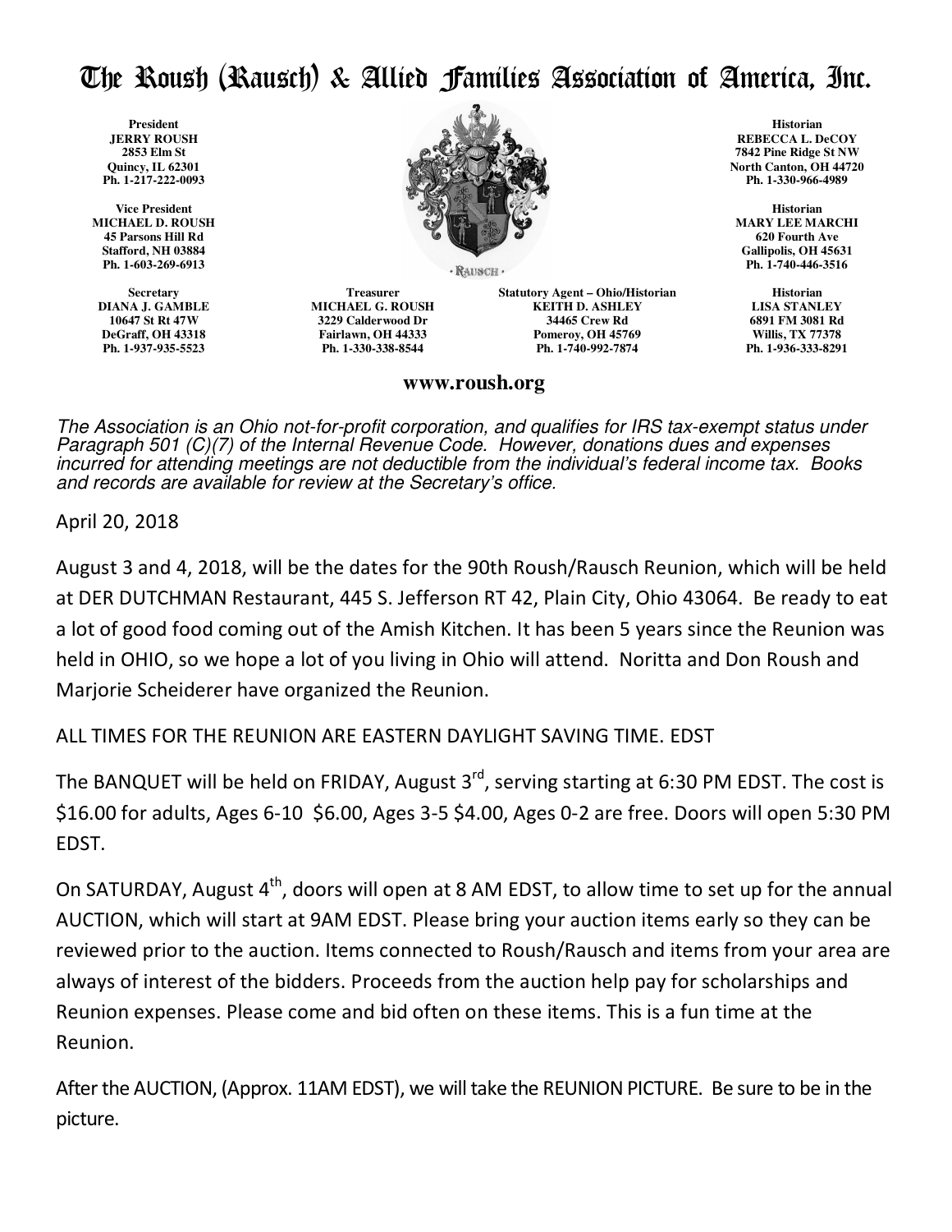# The Roush (Rausch) & Allied Families Association of America, Inc.

**President**
**JERRY ROUSH**
**2853 Elm St**
**Quincy, IL 62301**
**Ph. 1-217-222-0093**

**Vice President**
**MICHAEL D. ROUSH**
**45 Parsons Hill Rd**
**Stafford, NH 03884**
**Ph. 1-603-269-6913**

**Secretary**
**DIANA J. GAMBLE**
**10647 St Rt 47W**
**DeGraff, OH 43318**
**Ph. 1-937-935-5523**

**Treasurer**
**MICHAEL G. ROUSH**
**3229 Calderwood Dr**
**Fairlawn, OH 44333**
**Ph. 1-330-338-8544**

**Statutory Agent – Ohio/Historian**
**KEITH D. ASHLEY**
**34465 Crew Rd**
**Pomeroy, OH 45769**
**Ph. 1-740-992-7874**

**Historian**
**REBECCA L. DeCOY**
**7842 Pine Ridge St NW**
**North Canton, OH 44720**
**Ph. 1-330-966-4989**

**Historian**
**MARY LEE MARCHI**
**620 Fourth Ave**
**Gallipolis, OH 45631**
**Ph. 1-740-446-3516**

**Historian**
**LISA STANLEY**
**6891 FM 3081 Rd**
**Willis, TX 77378**
**Ph. 1-936-333-8291**

**www.roush.org**

*The Association is an Ohio not-for-profit corporation, and qualifies for IRS tax-exempt status under Paragraph 501 (C)(7) of the Internal Revenue Code. However, donations dues and expenses incurred for attending meetings are not deductible from the individual's federal income tax. Books and records are available for review at the Secretary's office.*

April 20, 2018

August 3 and 4, 2018, will be the dates for the 90th Roush/Rausch Reunion, which will be held at DER DUTCHMAN Restaurant, 445 S. Jefferson RT 42, Plain City, Ohio 43064. Be ready to eat a lot of good food coming out of the Amish Kitchen. It has been 5 years since the Reunion was held in OHIO, so we hope a lot of you living in Ohio will attend. Noritta and Don Roush and Marjorie Scheiderer have organized the Reunion.

ALL TIMES FOR THE REUNION ARE EASTERN DAYLIGHT SAVING TIME. EDST

The BANQUET will be held on FRIDAY, August 3rd, serving starting at 6:30 PM EDST. The cost is $16.00 for adults, Ages 6-10 $6.00, Ages 3-5 $4.00, Ages 0-2 are free. Doors will open 5:30 PM EDST.

On SATURDAY, August 4th, doors will open at 8 AM EDST, to allow time to set up for the annual AUCTION, which will start at 9AM EDST. Please bring your auction items early so they can be reviewed prior to the auction. Items connected to Roush/Rausch and items from your area are always of interest of the bidders. Proceeds from the auction help pay for scholarships and Reunion expenses. Please come and bid often on these items. This is a fun time at the Reunion.

After the AUCTION, (Approx. 11AM EDST), we will take the REUNION PICTURE. Be sure to be in the picture.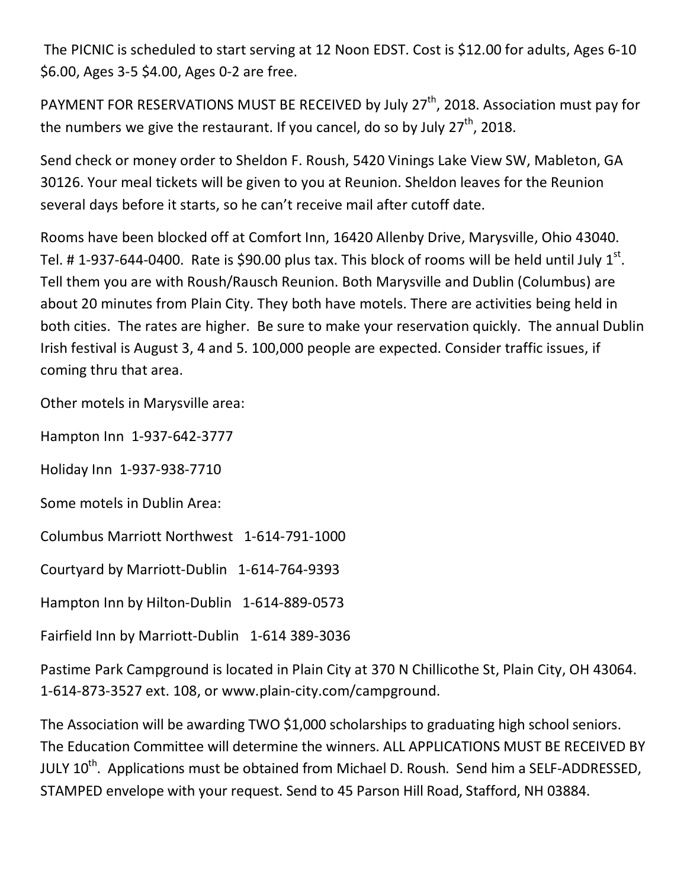The PICNIC is scheduled to start serving at 12 Noon EDST. Cost is $12.00 for adults, Ages 6-10 $6.00, Ages 3-5 $4.00, Ages 0-2 are free.

PAYMENT FOR RESERVATIONS MUST BE RECEIVED by July 27th, 2018. Association must pay for the numbers we give the restaurant. If you cancel, do so by July 27th, 2018.

Send check or money order to Sheldon F. Roush, 5420 Vinings Lake View SW, Mableton, GA 30126. Your meal tickets will be given to you at Reunion. Sheldon leaves for the Reunion several days before it starts, so he can't receive mail after cutoff date.

Rooms have been blocked off at Comfort Inn, 16420 Allenby Drive, Marysville, Ohio 43040. Tel. # 1-937-644-0400. Rate is $90.00 plus tax. This block of rooms will be held until July 1st. Tell them you are with Roush/Rausch Reunion. Both Marysville and Dublin (Columbus) are about 20 minutes from Plain City. They both have motels. There are activities being held in both cities. The rates are higher. Be sure to make your reservation quickly. The annual Dublin Irish festival is August 3, 4 and 5. 100,000 people are expected. Consider traffic issues, if coming thru that area.

Other motels in Marysville area:

Hampton Inn 1-937-642-3777

Holiday Inn 1-937-938-7710

Some motels in Dublin Area:

Columbus Marriott Northwest 1-614-791-1000

Courtyard by Marriott-Dublin 1-614-764-9393

Hampton Inn by Hilton-Dublin 1-614-889-0573

Fairfield Inn by Marriott-Dublin 1-614 389-3036

Pastime Park Campground is located in Plain City at 370 N Chillicothe St, Plain City, OH 43064. 1-614-873-3527 ext. 108, or www.plain-city.com/campground.

The Association will be awarding TWO $1,000 scholarships to graduating high school seniors. The Education Committee will determine the winners. ALL APPLICATIONS MUST BE RECEIVED BY JULY 10th. Applications must be obtained from Michael D. Roush. Send him a SELF-ADDRESSED, STAMPED envelope with your request. Send to 45 Parson Hill Road, Stafford, NH 03884.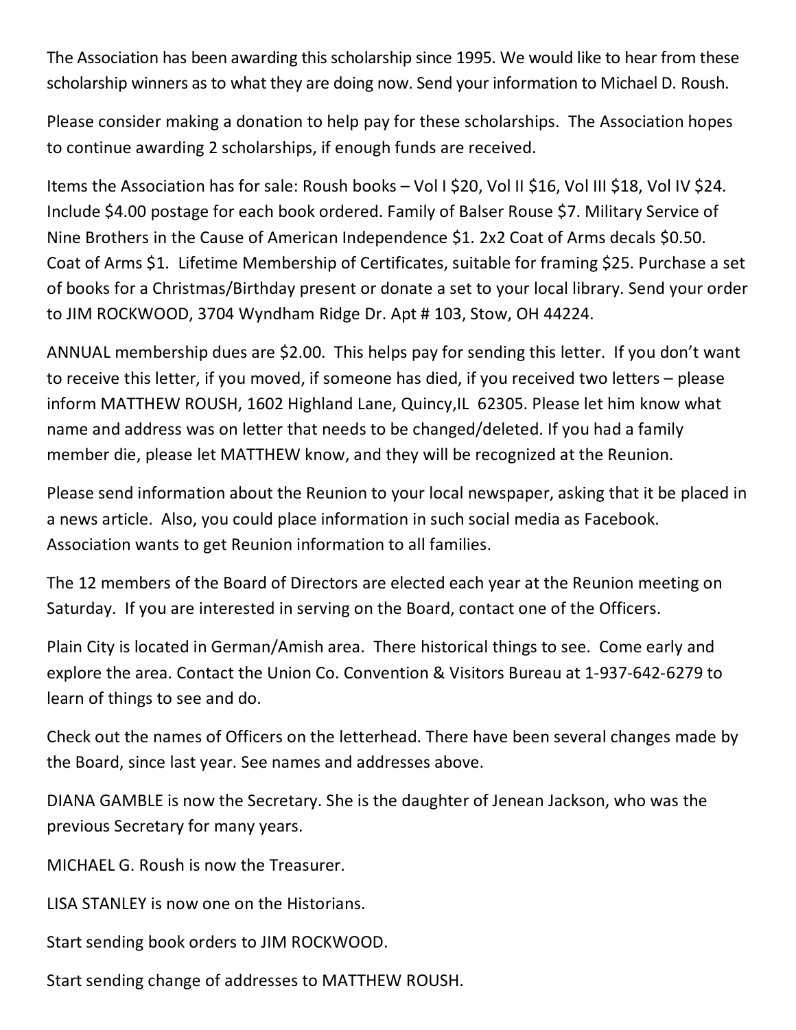The Association has been awarding this scholarship since 1995. We would like to hear from these scholarship winners as to what they are doing now. Send your information to Michael D. Roush.

Please consider making a donation to help pay for these scholarships. The Association hopes to continue awarding 2 scholarships, if enough funds are received.

Items the Association has for sale: Roush books – Vol I $20, Vol II $16, Vol III $18, Vol IV $24. Include $4.00 postage for each book ordered. Family of Balser Rouse $7. Military Service of Nine Brothers in the Cause of American Independence $1. 2x2 Coat of Arms decals $0.50. Coat of Arms $1. Lifetime Membership of Certificates, suitable for framing $25. Purchase a set of books for a Christmas/Birthday present or donate a set to your local library. Send your order to JIM ROCKWOOD, 3704 Wyndham Ridge Dr. Apt # 103, Stow, OH 44224.

ANNUAL membership dues are $2.00. This helps pay for sending this letter. If you don't want to receive this letter, if you moved, if someone has died, if you received two letters – please inform MATTHEW ROUSH, 1602 Highland Lane, Quincy,IL 62305. Please let him know what name and address was on letter that needs to be changed/deleted. If you had a family member die, please let MATTHEW know, and they will be recognized at the Reunion.

Please send information about the Reunion to your local newspaper, asking that it be placed in a news article. Also, you could place information in such social media as Facebook. Association wants to get Reunion information to all families.

The 12 members of the Board of Directors are elected each year at the Reunion meeting on Saturday. If you are interested in serving on the Board, contact one of the Officers.

Plain City is located in German/Amish area. There historical things to see. Come early and explore the area. Contact the Union Co. Convention & Visitors Bureau at 1-937-642-6279 to learn of things to see and do.

Check out the names of Officers on the letterhead. There have been several changes made by the Board, since last year. See names and addresses above.

DIANA GAMBLE is now the Secretary. She is the daughter of Jenean Jackson, who was the previous Secretary for many years.

MICHAEL G. Roush is now the Treasurer.

LISA STANLEY is now one on the Historians.

Start sending book orders to JIM ROCKWOOD.

Start sending change of addresses to MATTHEW ROUSH.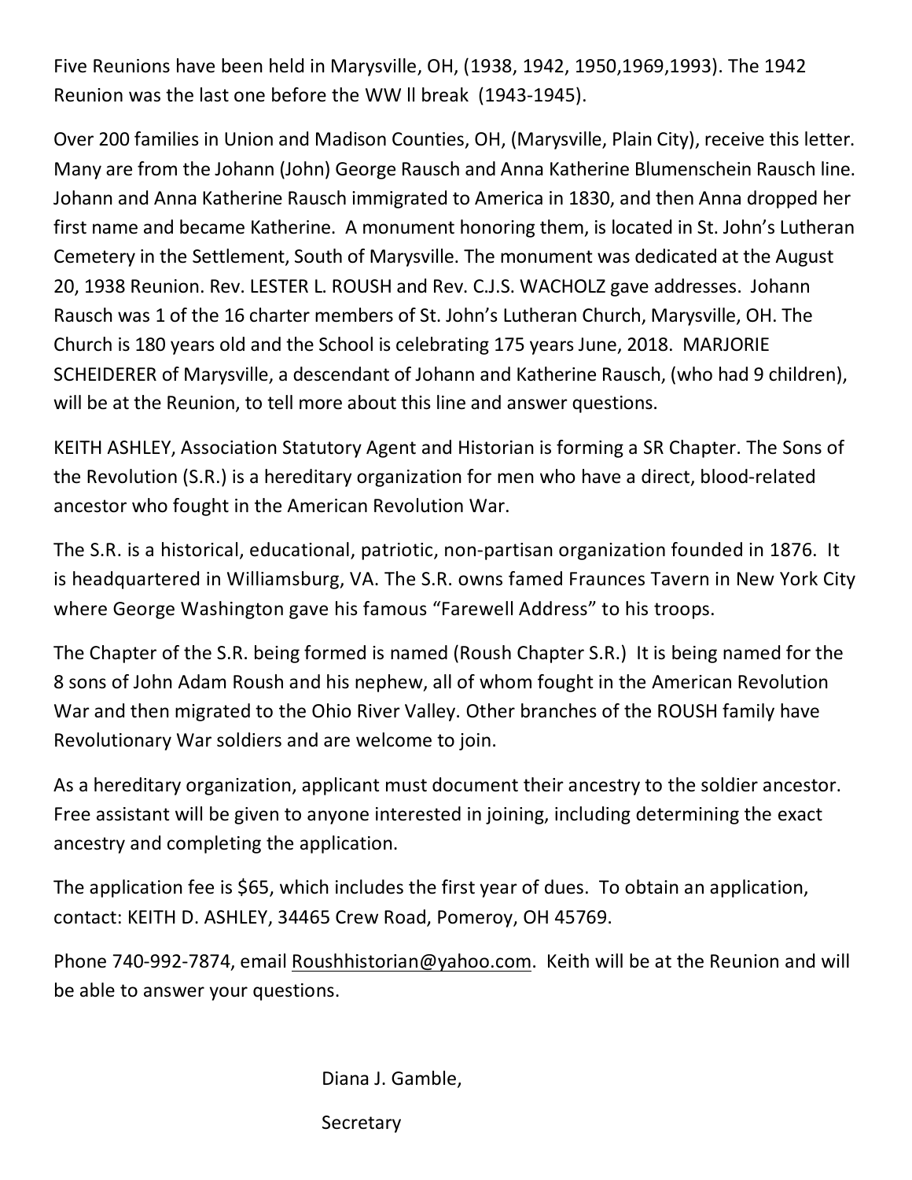Five Reunions have been held in Marysville, OH, (1938, 1942, 1950,1969,1993). The 1942 Reunion was the last one before the WW ll break (1943-1945).

Over 200 families in Union and Madison Counties, OH, (Marysville, Plain City), receive this letter. Many are from the Johann (John) George Rausch and Anna Katherine Blumenschein Rausch line. Johann and Anna Katherine Rausch immigrated to America in 1830, and then Anna dropped her first name and became Katherine. A monument honoring them, is located in St. John's Lutheran Cemetery in the Settlement, South of Marysville. The monument was dedicated at the August 20, 1938 Reunion. Rev. LESTER L. ROUSH and Rev. C.J.S. WACHOLZ gave addresses. Johann Rausch was 1 of the 16 charter members of St. John's Lutheran Church, Marysville, OH. The Church is 180 years old and the School is celebrating 175 years June, 2018. MARJORIE SCHEIDERER of Marysville, a descendant of Johann and Katherine Rausch, (who had 9 children), will be at the Reunion, to tell more about this line and answer questions.

KEITH ASHLEY, Association Statutory Agent and Historian is forming a SR Chapter. The Sons of the Revolution (S.R.) is a hereditary organization for men who have a direct, blood-related ancestor who fought in the American Revolution War.

The S.R. is a historical, educational, patriotic, non-partisan organization founded in 1876. It is headquartered in Williamsburg, VA. The S.R. owns famed Fraunces Tavern in New York City where George Washington gave his famous "Farewell Address" to his troops.

The Chapter of the S.R. being formed is named (Roush Chapter S.R.) It is being named for the 8 sons of John Adam Roush and his nephew, all of whom fought in the American Revolution War and then migrated to the Ohio River Valley. Other branches of the ROUSH family have Revolutionary War soldiers and are welcome to join.

As a hereditary organization, applicant must document their ancestry to the soldier ancestor. Free assistant will be given to anyone interested in joining, including determining the exact ancestry and completing the application.

The application fee is $65, which includes the first year of dues. To obtain an application, contact: KEITH D. ASHLEY, 34465 Crew Road, Pomeroy, OH 45769.

Phone 740-992-7874, email Roushhistorian@yahoo.com. Keith will be at the Reunion and will be able to answer your questions.

Diana J. Gamble,

Secretary